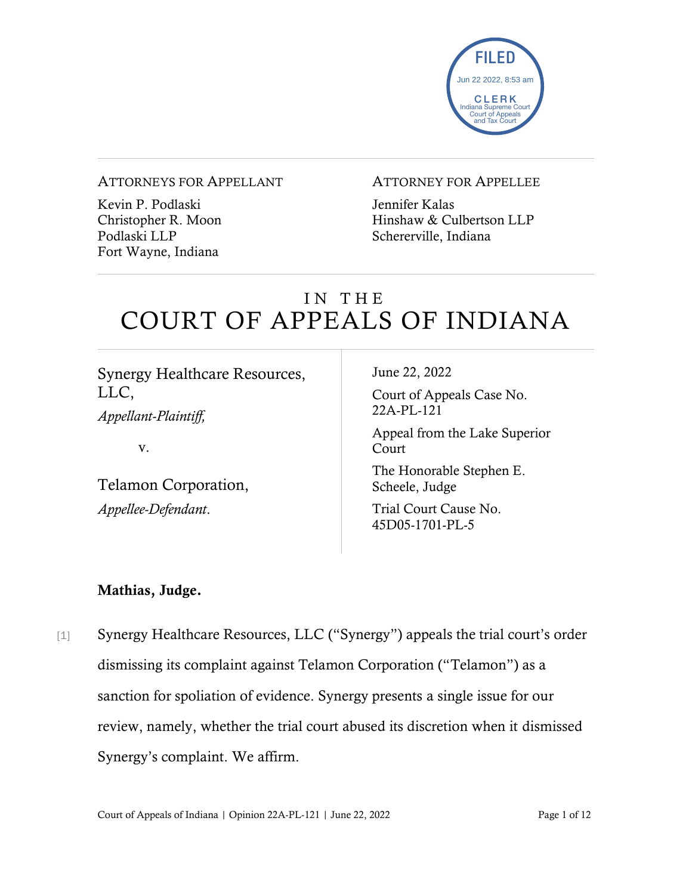FILED
Jun 22 2022, 8:53 am
CLERK
Indiana Supreme Court
Court of Appeals
and Tax Court

ATTORNEYS FOR APPELLANT

Kevin P. Podlaski
Christopher R. Moon
Podlaski LLP
Fort Wayne, Indiana

ATTORNEY FOR APPELLEE

Jennifer Kalas
Hinshaw & Culbertson LLP
Schererville, Indiana

# IN THE COURT OF APPEALS OF INDIANA

Synergy Healthcare Resources, LLC,
*Appellant-Plaintiff,*

v.

Telamon Corporation,
*Appellee-Defendant.*

June 22, 2022

Court of Appeals Case No. 22A-PL-121

Appeal from the Lake Superior Court

The Honorable Stephen E. Scheele, Judge

Trial Court Cause No. 45D05-1701-PL-5

**Mathias, Judge.**

[1] Synergy Healthcare Resources, LLC ("Synergy") appeals the trial court's order dismissing its complaint against Telamon Corporation ("Telamon") as a sanction for spoliation of evidence. Synergy presents a single issue for our review, namely, whether the trial court abused its discretion when it dismissed Synergy's complaint. We affirm.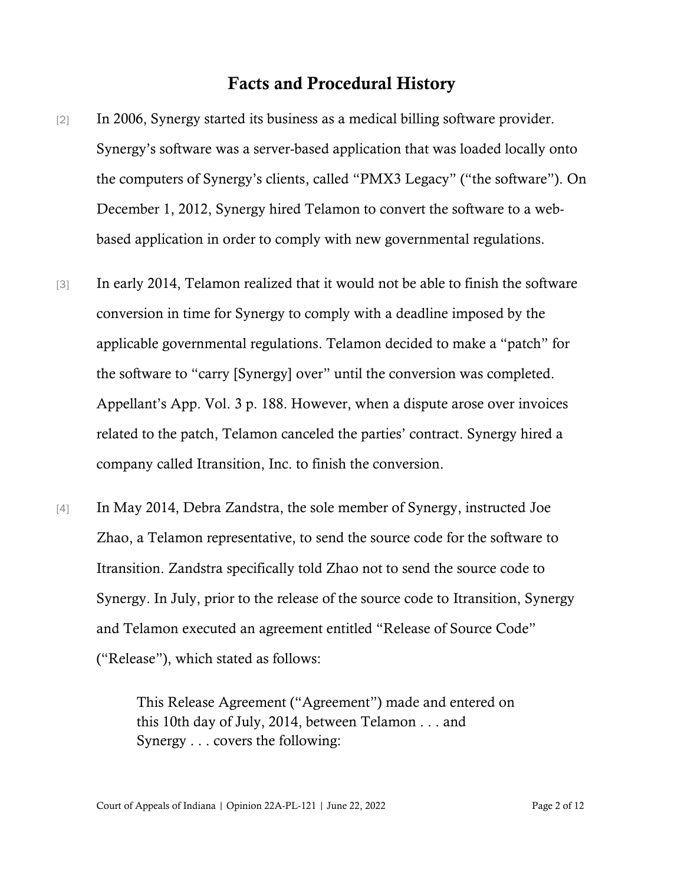## Facts and Procedural History

[2] In 2006, Synergy started its business as a medical billing software provider. Synergy's software was a server-based application that was loaded locally onto the computers of Synergy's clients, called "PMX3 Legacy" ("the software"). On December 1, 2012, Synergy hired Telamon to convert the software to a web-based application in order to comply with new governmental regulations.

[3] In early 2014, Telamon realized that it would not be able to finish the software conversion in time for Synergy to comply with a deadline imposed by the applicable governmental regulations. Telamon decided to make a "patch" for the software to "carry [Synergy] over" until the conversion was completed. Appellant's App. Vol. 3 p. 188. However, when a dispute arose over invoices related to the patch, Telamon canceled the parties' contract. Synergy hired a company called Itransition, Inc. to finish the conversion.

[4] In May 2014, Debra Zandstra, the sole member of Synergy, instructed Joe Zhao, a Telamon representative, to send the source code for the software to Itransition. Zandstra specifically told Zhao not to send the source code to Synergy. In July, prior to the release of the source code to Itransition, Synergy and Telamon executed an agreement entitled "Release of Source Code" ("Release"), which stated as follows:

> This Release Agreement ("Agreement") made and entered on this 10th day of July, 2014, between Telamon . . . and Synergy . . . covers the following: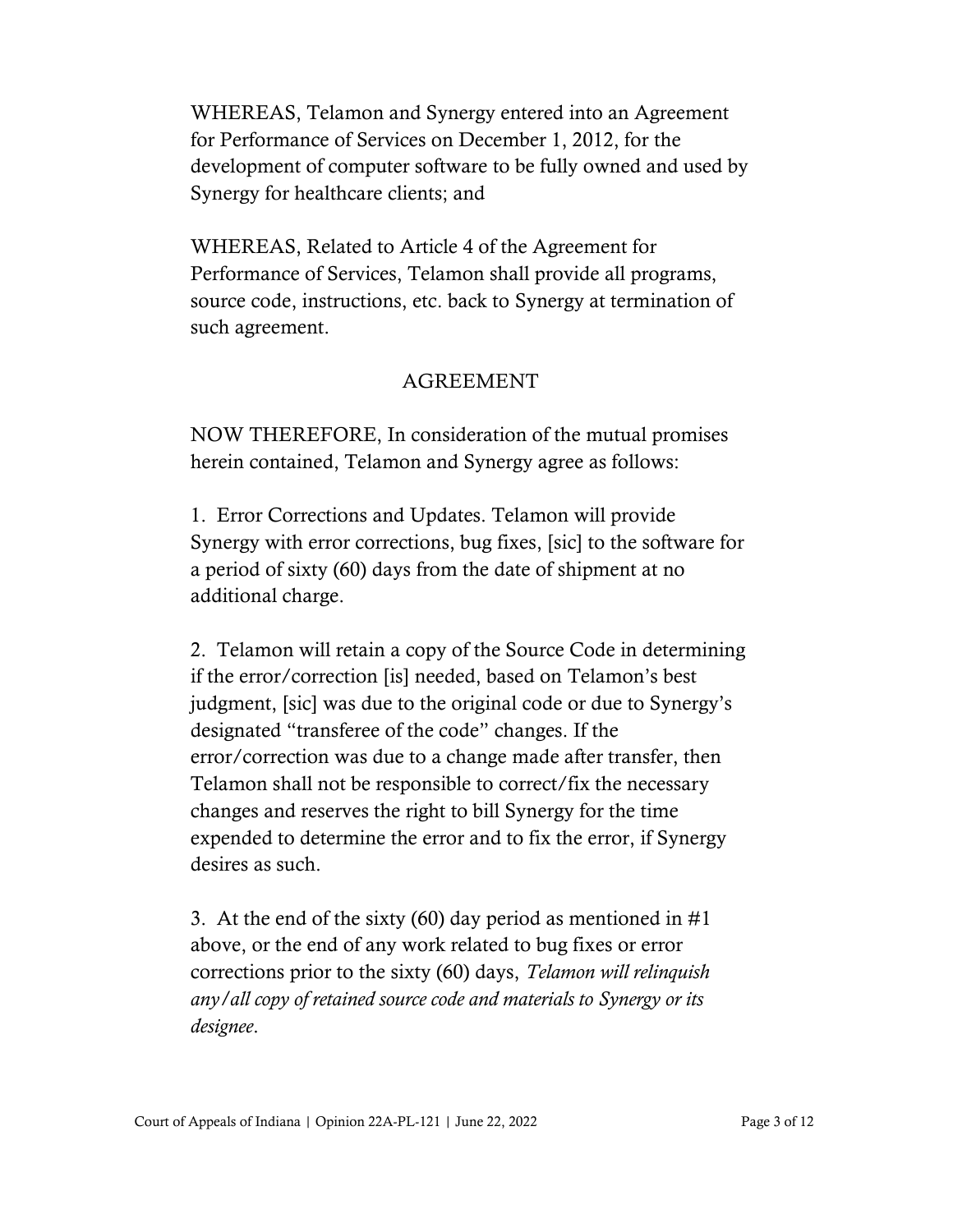WHEREAS, Telamon and Synergy entered into an Agreement for Performance of Services on December 1, 2012, for the development of computer software to be fully owned and used by Synergy for healthcare clients; and

WHEREAS, Related to Article 4 of the Agreement for Performance of Services, Telamon shall provide all programs, source code, instructions, etc. back to Synergy at termination of such agreement.

AGREEMENT

NOW THEREFORE, In consideration of the mutual promises herein contained, Telamon and Synergy agree as follows:

1. Error Corrections and Updates. Telamon will provide Synergy with error corrections, bug fixes, [sic] to the software for a period of sixty (60) days from the date of shipment at no additional charge.

2. Telamon will retain a copy of the Source Code in determining if the error/correction [is] needed, based on Telamon's best judgment, [sic] was due to the original code or due to Synergy's designated "transferee of the code" changes. If the error/correction was due to a change made after transfer, then Telamon shall not be responsible to correct/fix the necessary changes and reserves the right to bill Synergy for the time expended to determine the error and to fix the error, if Synergy desires as such.

3. At the end of the sixty (60) day period as mentioned in #1 above, or the end of any work related to bug fixes or error corrections prior to the sixty (60) days, *Telamon will relinquish any/all copy of retained source code and materials to Synergy or its designee*.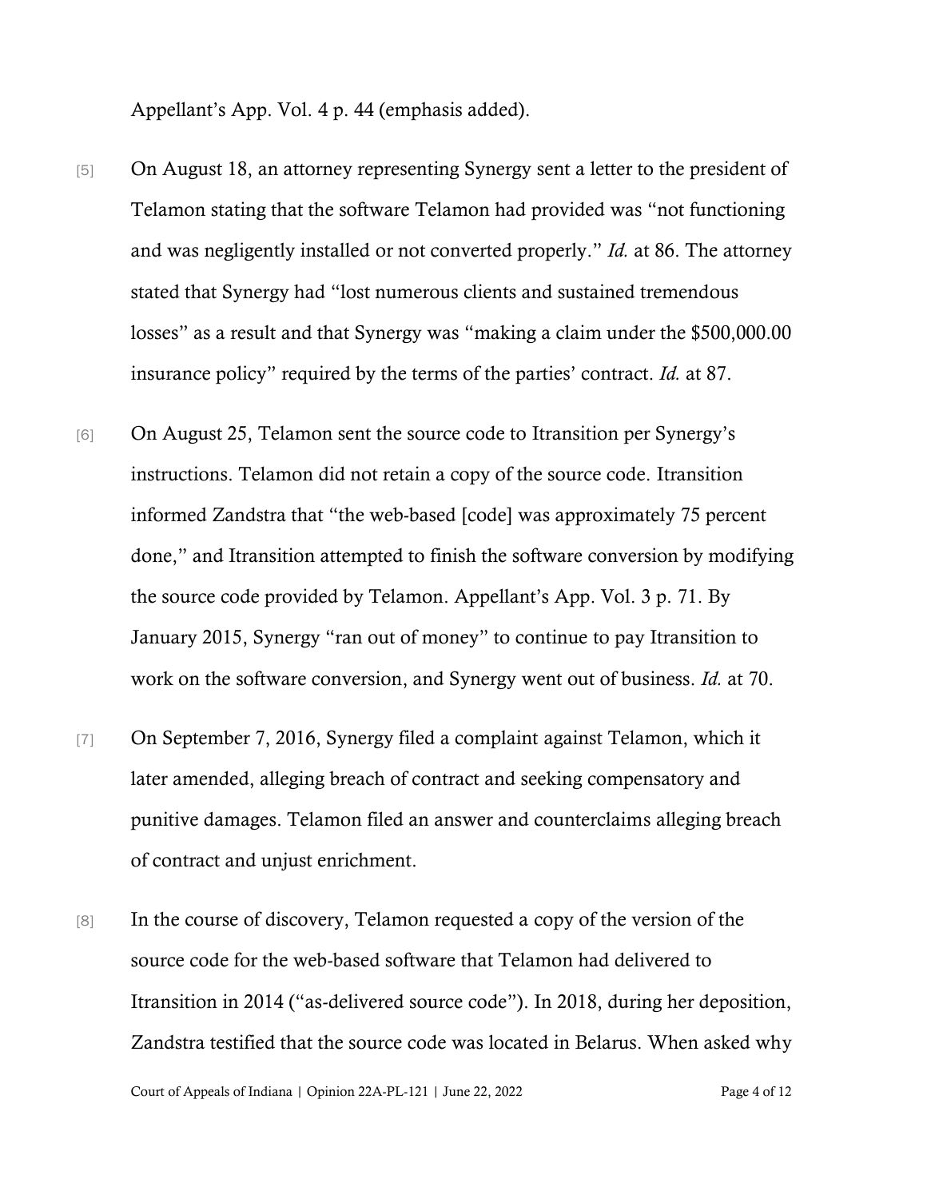Appellant's App. Vol. 4 p. 44 (emphasis added).

[5] On August 18, an attorney representing Synergy sent a letter to the president of Telamon stating that the software Telamon had provided was "not functioning and was negligently installed or not converted properly." *Id.* at 86. The attorney stated that Synergy had "lost numerous clients and sustained tremendous losses" as a result and that Synergy was "making a claim under the $500,000.00 insurance policy" required by the terms of the parties' contract. *Id.* at 87.

[6] On August 25, Telamon sent the source code to Itransition per Synergy's instructions. Telamon did not retain a copy of the source code. Itransition informed Zandstra that "the web-based [code] was approximately 75 percent done," and Itransition attempted to finish the software conversion by modifying the source code provided by Telamon. Appellant's App. Vol. 3 p. 71. By January 2015, Synergy "ran out of money" to continue to pay Itransition to work on the software conversion, and Synergy went out of business. *Id.* at 70.

[7] On September 7, 2016, Synergy filed a complaint against Telamon, which it later amended, alleging breach of contract and seeking compensatory and punitive damages. Telamon filed an answer and counterclaims alleging breach of contract and unjust enrichment.

[8] In the course of discovery, Telamon requested a copy of the version of the source code for the web-based software that Telamon had delivered to Itransition in 2014 ("as-delivered source code"). In 2018, during her deposition, Zandstra testified that the source code was located in Belarus. When asked why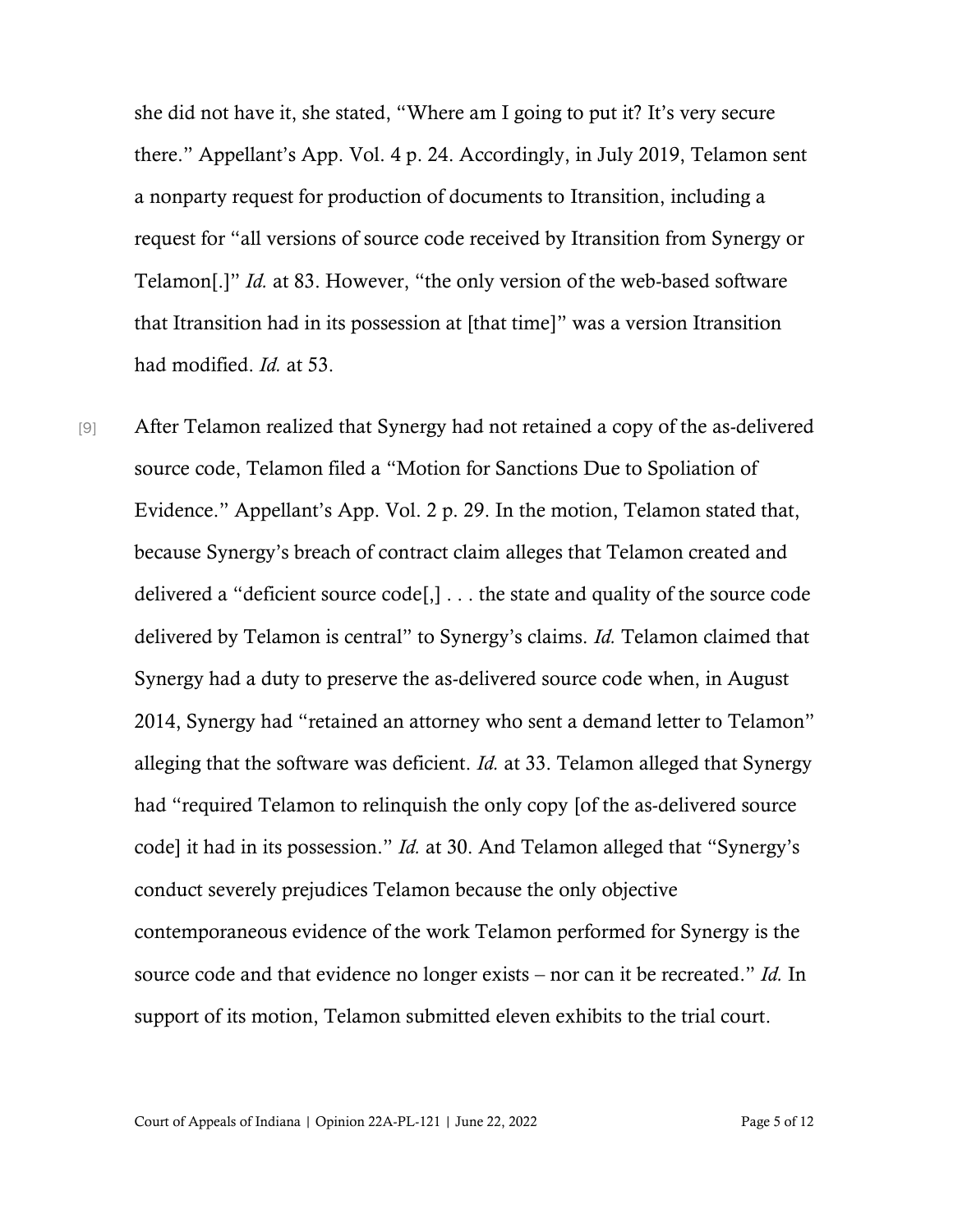she did not have it, she stated, "Where am I going to put it? It's very secure there." Appellant's App. Vol. 4 p. 24. Accordingly, in July 2019, Telamon sent a nonparty request for production of documents to Itransition, including a request for "all versions of source code received by Itransition from Synergy or Telamon[.]" *Id.* at 83. However, "the only version of the web-based software that Itransition had in its possession at [that time]" was a version Itransition had modified. *Id.* at 53.

[9] After Telamon realized that Synergy had not retained a copy of the as-delivered source code, Telamon filed a "Motion for Sanctions Due to Spoliation of Evidence." Appellant's App. Vol. 2 p. 29. In the motion, Telamon stated that, because Synergy's breach of contract claim alleges that Telamon created and delivered a "deficient source code[,] . . . the state and quality of the source code delivered by Telamon is central" to Synergy's claims. *Id.* Telamon claimed that Synergy had a duty to preserve the as-delivered source code when, in August 2014, Synergy had "retained an attorney who sent a demand letter to Telamon" alleging that the software was deficient. *Id.* at 33. Telamon alleged that Synergy had "required Telamon to relinquish the only copy [of the as-delivered source code] it had in its possession." *Id.* at 30. And Telamon alleged that "Synergy's conduct severely prejudices Telamon because the only objective contemporaneous evidence of the work Telamon performed for Synergy is the source code and that evidence no longer exists – nor can it be recreated." *Id.* In support of its motion, Telamon submitted eleven exhibits to the trial court.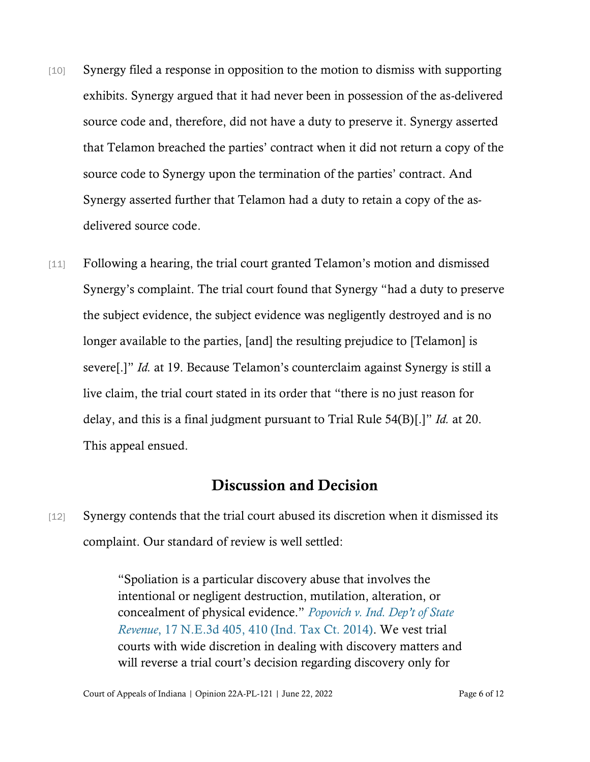[10] Synergy filed a response in opposition to the motion to dismiss with supporting exhibits. Synergy argued that it had never been in possession of the as-delivered source code and, therefore, did not have a duty to preserve it. Synergy asserted that Telamon breached the parties' contract when it did not return a copy of the source code to Synergy upon the termination of the parties' contract. And Synergy asserted further that Telamon had a duty to retain a copy of the as-delivered source code.

[11] Following a hearing, the trial court granted Telamon's motion and dismissed Synergy's complaint. The trial court found that Synergy "had a duty to preserve the subject evidence, the subject evidence was negligently destroyed and is no longer available to the parties, [and] the resulting prejudice to [Telamon] is severe[.]" *Id.* at 19. Because Telamon's counterclaim against Synergy is still a live claim, the trial court stated in its order that "there is no just reason for delay, and this is a final judgment pursuant to Trial Rule 54(B)[.]" *Id.* at 20. This appeal ensued.

## Discussion and Decision

[12] Synergy contends that the trial court abused its discretion when it dismissed its complaint. Our standard of review is well settled:

> "Spoliation is a particular discovery abuse that involves the intentional or negligent destruction, mutilation, alteration, or concealment of physical evidence." *Popovich v. Ind. Dep't of State Revenue*, 17 N.E.3d 405, 410 (Ind. Tax Ct. 2014). We vest trial courts with wide discretion in dealing with discovery matters and will reverse a trial court's decision regarding discovery only for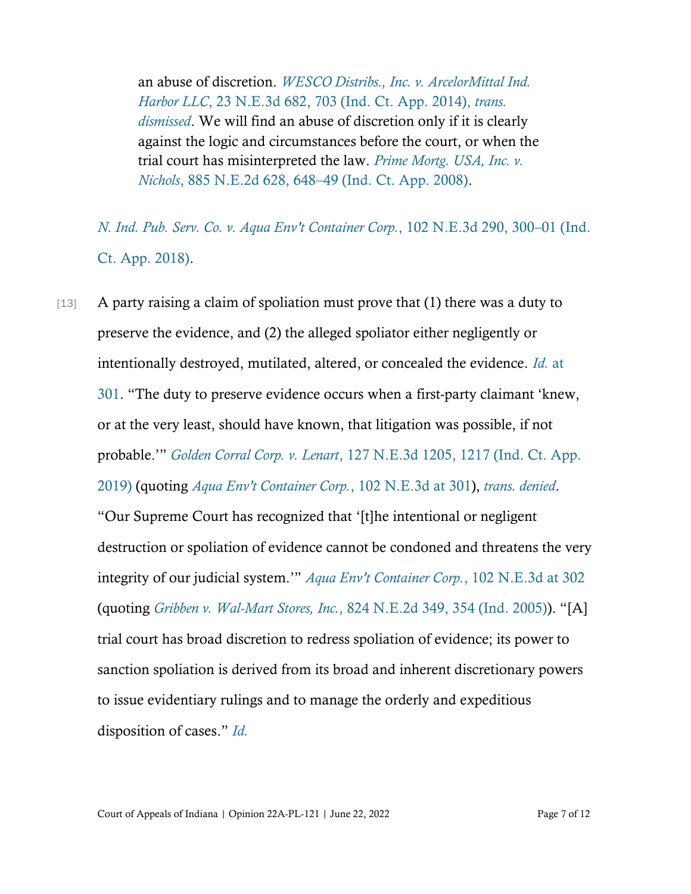> an abuse of discretion. *WESCO Distribs., Inc. v. ArcelorMittal Ind. Harbor LLC*, 23 N.E.3d 682, 703 (Ind. Ct. App. 2014), *trans. dismissed*. We will find an abuse of discretion only if it is clearly against the logic and circumstances before the court, or when the trial court has misinterpreted the law. *Prime Mortg. USA, Inc. v. Nichols*, 885 N.E.2d 628, 648–49 (Ind. Ct. App. 2008).

*N. Ind. Pub. Serv. Co. v. Aqua Env't Container Corp.*, 102 N.E.3d 290, 300–01 (Ind. Ct. App. 2018).

[13] A party raising a claim of spoliation must prove that (1) there was a duty to preserve the evidence, and (2) the alleged spoliator either negligently or intentionally destroyed, mutilated, altered, or concealed the evidence. *Id.* at 301. "The duty to preserve evidence occurs when a first-party claimant 'knew, or at the very least, should have known, that litigation was possible, if not probable.'" *Golden Corral Corp. v. Lenart*, 127 N.E.3d 1205, 1217 (Ind. Ct. App. 2019) (quoting *Aqua Env't Container Corp.*, 102 N.E.3d at 301), *trans. denied*. "Our Supreme Court has recognized that '[t]he intentional or negligent destruction or spoliation of evidence cannot be condoned and threatens the very integrity of our judicial system.'" *Aqua Env't Container Corp.*, 102 N.E.3d at 302 (quoting *Gribben v. Wal-Mart Stores, Inc.*, 824 N.E.2d 349, 354 (Ind. 2005)). "[A] trial court has broad discretion to redress spoliation of evidence; its power to sanction spoliation is derived from its broad and inherent discretionary powers to issue evidentiary rulings and to manage the orderly and expeditious disposition of cases." *Id.*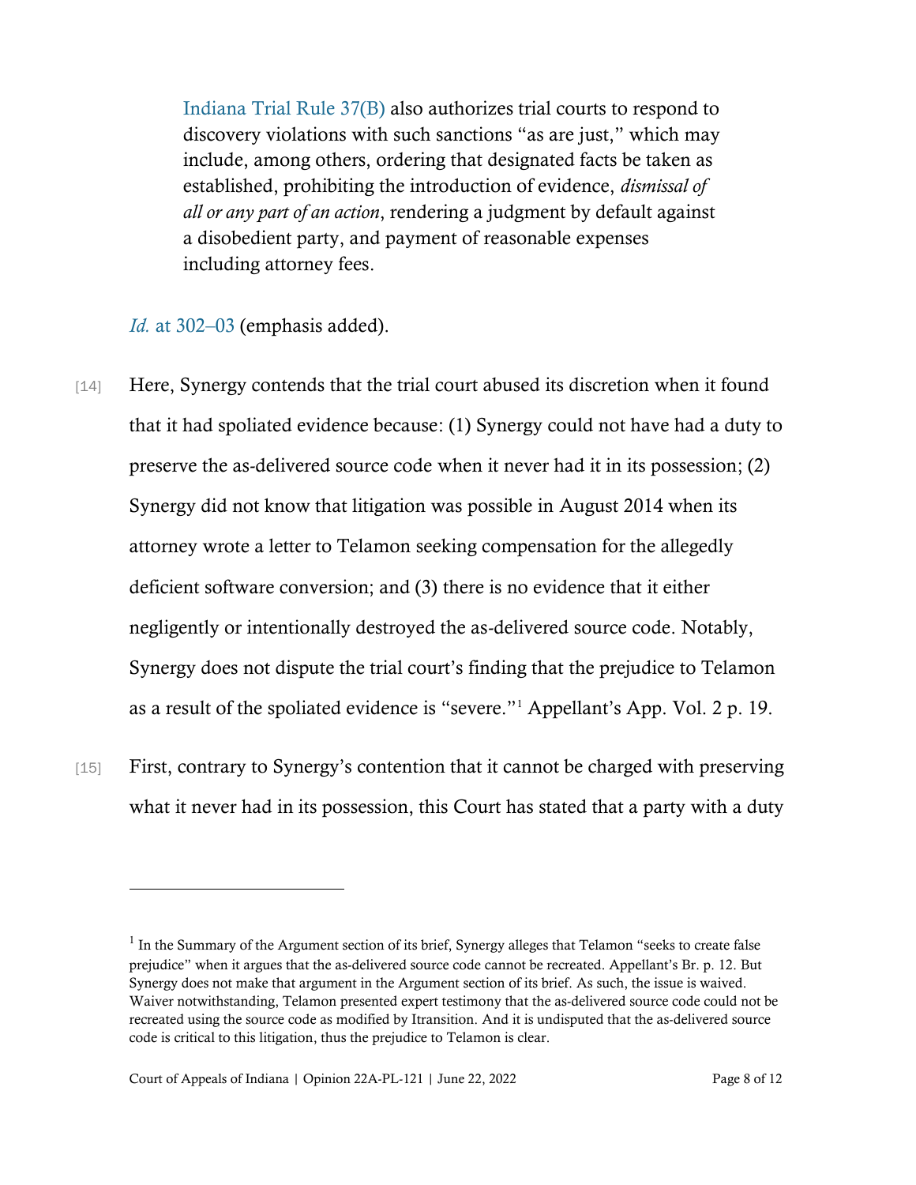> Indiana Trial Rule 37(B) also authorizes trial courts to respond to discovery violations with such sanctions "as are just," which may include, among others, ordering that designated facts be taken as established, prohibiting the introduction of evidence, *dismissal of all or any part of an action*, rendering a judgment by default against a disobedient party, and payment of reasonable expenses including attorney fees.

*Id.* at 302–03 (emphasis added).

[14] Here, Synergy contends that the trial court abused its discretion when it found that it had spoliated evidence because: (1) Synergy could not have had a duty to preserve the as-delivered source code when it never had it in its possession; (2) Synergy did not know that litigation was possible in August 2014 when its attorney wrote a letter to Telamon seeking compensation for the allegedly deficient software conversion; and (3) there is no evidence that it either negligently or intentionally destroyed the as-delivered source code. Notably, Synergy does not dispute the trial court's finding that the prejudice to Telamon as a result of the spoliated evidence is "severe."[1] Appellant's App. Vol. 2 p. 19.

[15] First, contrary to Synergy's contention that it cannot be charged with preserving what it never had in its possession, this Court has stated that a party with a duty

---

[1] In the Summary of the Argument section of its brief, Synergy alleges that Telamon "seeks to create false prejudice" when it argues that the as-delivered source code cannot be recreated. Appellant's Br. p. 12. But Synergy does not make that argument in the Argument section of its brief. As such, the issue is waived. Waiver notwithstanding, Telamon presented expert testimony that the as-delivered source code could not be recreated using the source code as modified by Itransition. And it is undisputed that the as-delivered source code is critical to this litigation, thus the prejudice to Telamon is clear.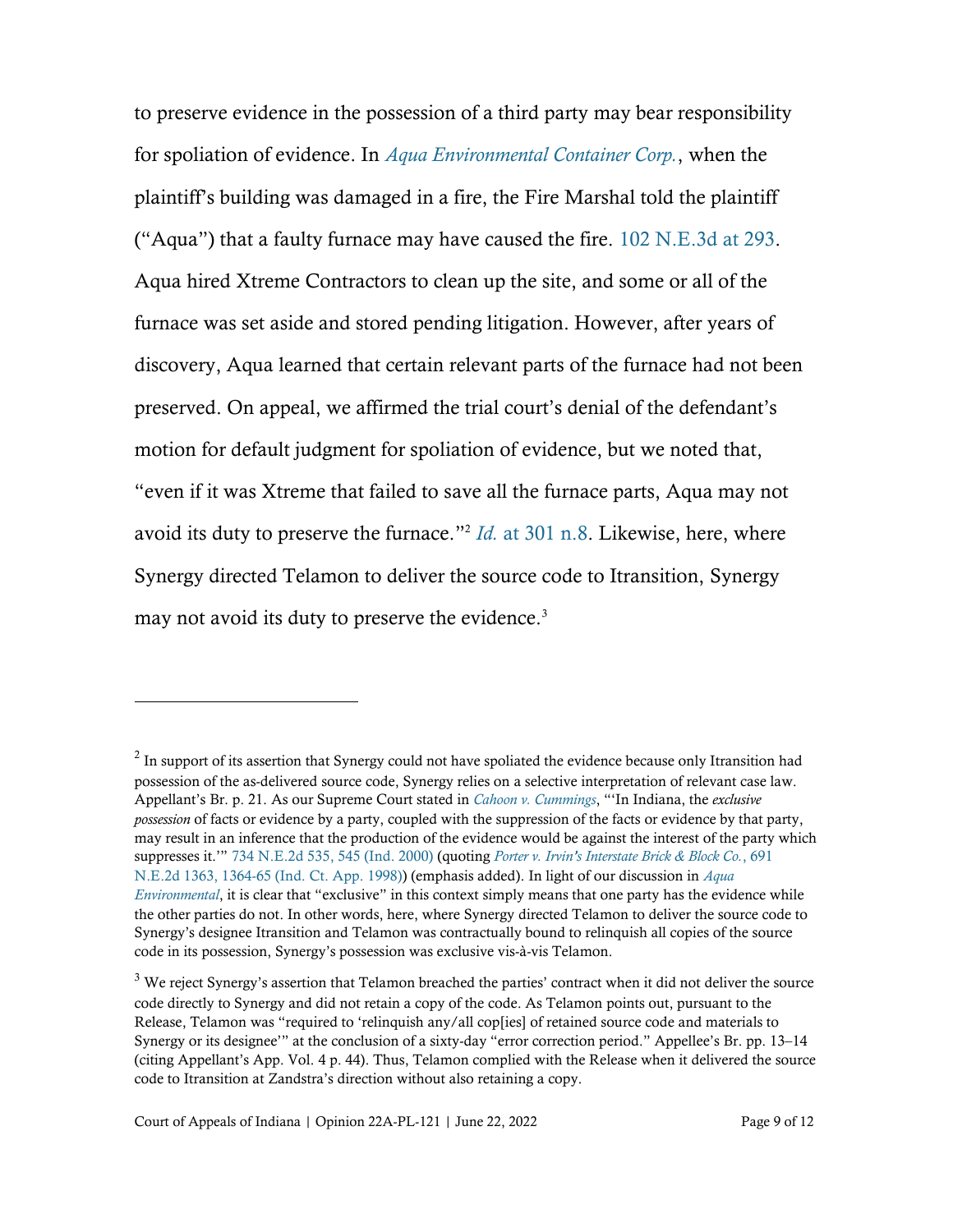to preserve evidence in the possession of a third party may bear responsibility for spoliation of evidence. In *Aqua Environmental Container Corp.*, when the plaintiff's building was damaged in a fire, the Fire Marshal told the plaintiff ("Aqua") that a faulty furnace may have caused the fire. 102 N.E.3d at 293. Aqua hired Xtreme Contractors to clean up the site, and some or all of the furnace was set aside and stored pending litigation. However, after years of discovery, Aqua learned that certain relevant parts of the furnace had not been preserved. On appeal, we affirmed the trial court's denial of the defendant's motion for default judgment for spoliation of evidence, but we noted that, "even if it was Xtreme that failed to save all the furnace parts, Aqua may not avoid its duty to preserve the furnace."[2] *Id.* at 301 n.8. Likewise, here, where Synergy directed Telamon to deliver the source code to Itransition, Synergy may not avoid its duty to preserve the evidence.[3]

---

[2] In support of its assertion that Synergy could not have spoliated the evidence because only Itransition had possession of the as-delivered source code, Synergy relies on a selective interpretation of relevant case law. Appellant's Br. p. 21. As our Supreme Court stated in *Cahoon v. Cummings*, "'In Indiana, the *exclusive possession* of facts or evidence by a party, coupled with the suppression of the facts or evidence by that party, may result in an inference that the production of the evidence would be against the interest of the party which suppresses it.'" 734 N.E.2d 535, 545 (Ind. 2000) (quoting *Porter v. Irvin's Interstate Brick & Block Co.*, 691 N.E.2d 1363, 1364-65 (Ind. Ct. App. 1998)) (emphasis added). In light of our discussion in *Aqua Environmental*, it is clear that "exclusive" in this context simply means that one party has the evidence while the other parties do not. In other words, here, where Synergy directed Telamon to deliver the source code to Synergy's designee Itransition and Telamon was contractually bound to relinquish all copies of the source code in its possession, Synergy's possession was exclusive vis-à-vis Telamon.

[3] We reject Synergy's assertion that Telamon breached the parties' contract when it did not deliver the source code directly to Synergy and did not retain a copy of the code. As Telamon points out, pursuant to the Release, Telamon was "required to 'relinquish any/all cop[ies] of retained source code and materials to Synergy or its designee'" at the conclusion of a sixty-day "error correction period." Appellee's Br. pp. 13–14 (citing Appellant's App. Vol. 4 p. 44). Thus, Telamon complied with the Release when it delivered the source code to Itransition at Zandstra's direction without also retaining a copy.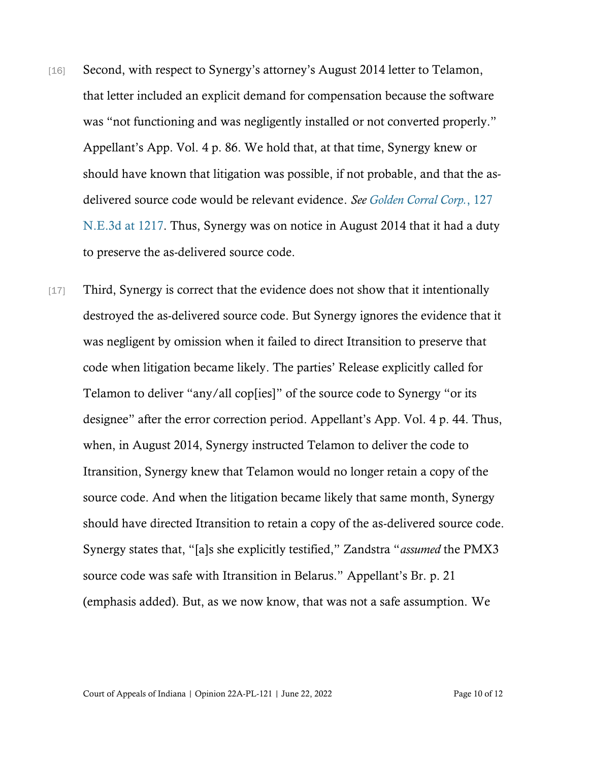[16] Second, with respect to Synergy's attorney's August 2014 letter to Telamon, that letter included an explicit demand for compensation because the software was "not functioning and was negligently installed or not converted properly." Appellant's App. Vol. 4 p. 86. We hold that, at that time, Synergy knew or should have known that litigation was possible, if not probable, and that the as-delivered source code would be relevant evidence. *See* Golden Corral Corp., 127 N.E.3d at 1217. Thus, Synergy was on notice in August 2014 that it had a duty to preserve the as-delivered source code.

[17] Third, Synergy is correct that the evidence does not show that it intentionally destroyed the as-delivered source code. But Synergy ignores the evidence that it was negligent by omission when it failed to direct Itransition to preserve that code when litigation became likely. The parties' Release explicitly called for Telamon to deliver "any/all cop[ies]" of the source code to Synergy "or its designee" after the error correction period. Appellant's App. Vol. 4 p. 44. Thus, when, in August 2014, Synergy instructed Telamon to deliver the code to Itransition, Synergy knew that Telamon would no longer retain a copy of the source code. And when the litigation became likely that same month, Synergy should have directed Itransition to retain a copy of the as-delivered source code. Synergy states that, "[a]s she explicitly testified," Zandstra "*assumed* the PMX3 source code was safe with Itransition in Belarus." Appellant's Br. p. 21 (emphasis added). But, as we now know, that was not a safe assumption. We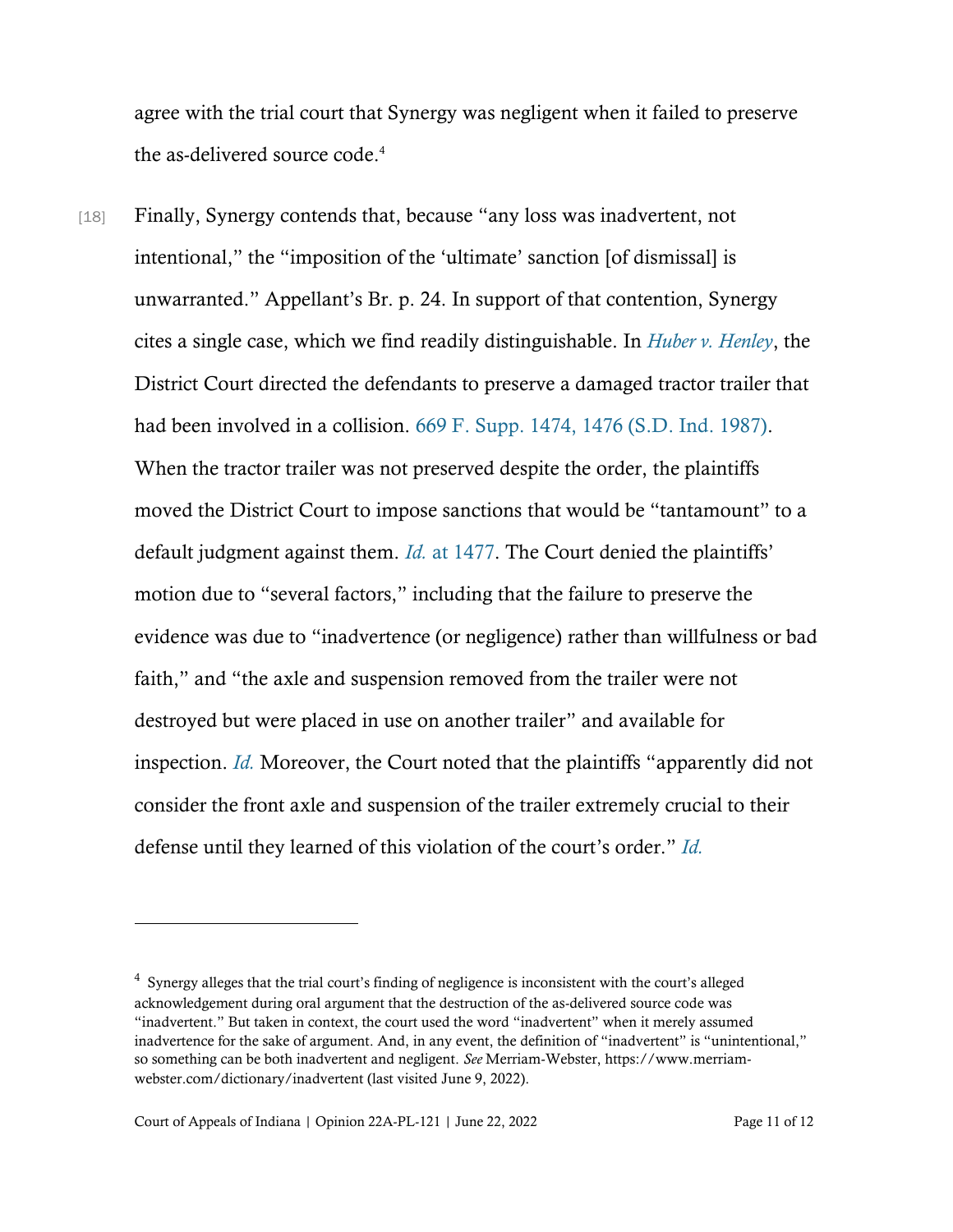agree with the trial court that Synergy was negligent when it failed to preserve the as-delivered source code.[4]

[18] Finally, Synergy contends that, because "any loss was inadvertent, not intentional," the "imposition of the 'ultimate' sanction [of dismissal] is unwarranted." Appellant's Br. p. 24. In support of that contention, Synergy cites a single case, which we find readily distinguishable. In *Huber v. Henley*, the District Court directed the defendants to preserve a damaged tractor trailer that had been involved in a collision. 669 F. Supp. 1474, 1476 (S.D. Ind. 1987). When the tractor trailer was not preserved despite the order, the plaintiffs moved the District Court to impose sanctions that would be "tantamount" to a default judgment against them. *Id.* at 1477. The Court denied the plaintiffs' motion due to "several factors," including that the failure to preserve the evidence was due to "inadvertence (or negligence) rather than willfulness or bad faith," and "the axle and suspension removed from the trailer were not destroyed but were placed in use on another trailer" and available for inspection. *Id.* Moreover, the Court noted that the plaintiffs "apparently did not consider the front axle and suspension of the trailer extremely crucial to their defense until they learned of this violation of the court's order." *Id.*

---

[4] Synergy alleges that the trial court's finding of negligence is inconsistent with the court's alleged acknowledgement during oral argument that the destruction of the as-delivered source code was "inadvertent." But taken in context, the court used the word "inadvertent" when it merely assumed inadvertence for the sake of argument. And, in any event, the definition of "inadvertent" is "unintentional," so something can be both inadvertent and negligent. *See* Merriam-Webster, https://www.merriam-webster.com/dictionary/inadvertent (last visited June 9, 2022).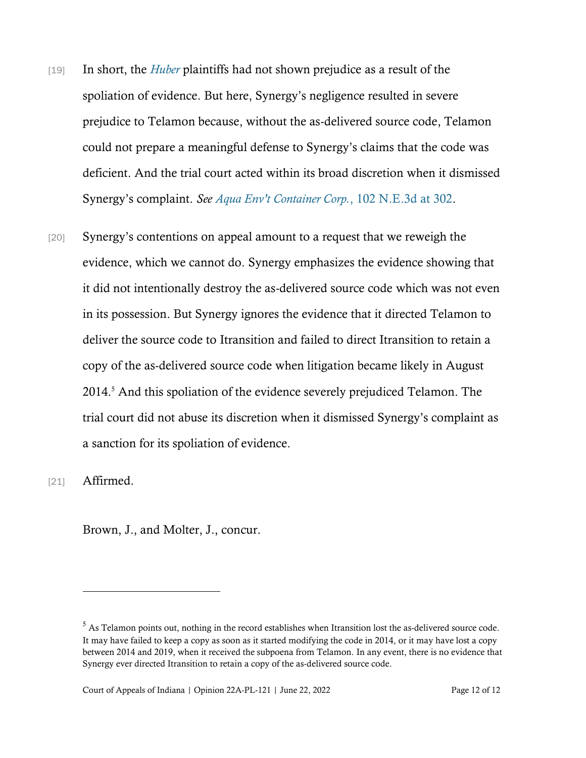[19] In short, the *Huber* plaintiffs had not shown prejudice as a result of the spoliation of evidence. But here, Synergy's negligence resulted in severe prejudice to Telamon because, without the as-delivered source code, Telamon could not prepare a meaningful defense to Synergy's claims that the code was deficient. And the trial court acted within its broad discretion when it dismissed Synergy's complaint. *See Aqua Env't Container Corp.*, 102 N.E.3d at 302.

[20] Synergy's contentions on appeal amount to a request that we reweigh the evidence, which we cannot do. Synergy emphasizes the evidence showing that it did not intentionally destroy the as-delivered source code which was not even in its possession. But Synergy ignores the evidence that it directed Telamon to deliver the source code to Itransition and failed to direct Itransition to retain a copy of the as-delivered source code when litigation became likely in August 2014.[5] And this spoliation of the evidence severely prejudiced Telamon. The trial court did not abuse its discretion when it dismissed Synergy's complaint as a sanction for its spoliation of evidence.

[21] Affirmed.

Brown, J., and Molter, J., concur.

---

[5] As Telamon points out, nothing in the record establishes when Itransition lost the as-delivered source code. It may have failed to keep a copy as soon as it started modifying the code in 2014, or it may have lost a copy between 2014 and 2019, when it received the subpoena from Telamon. In any event, there is no evidence that Synergy ever directed Itransition to retain a copy of the as-delivered source code.